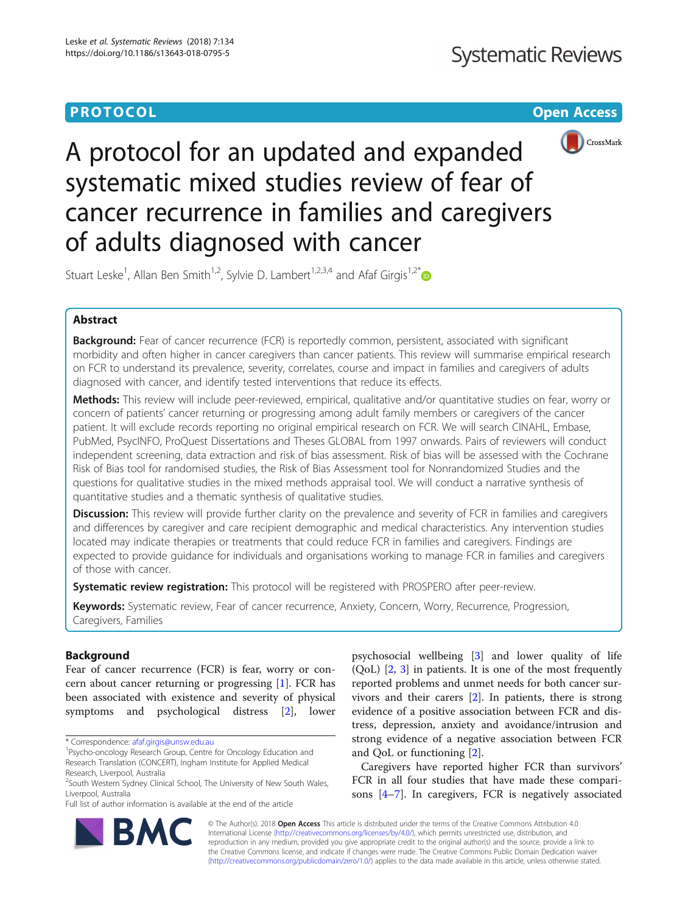**PROTOCOL** **Open Access**

# A protocol for an updated and expanded systematic mixed studies review of fear of cancer recurrence in families and caregivers of adults diagnosed with cancer

Stuart Leske[1], Allan Ben Smith[1,2], Sylvie D. Lambert[1,2,3,4] and Afaf Girgis[1,2*]

## Abstract

**Background:** Fear of cancer recurrence (FCR) is reportedly common, persistent, associated with significant morbidity and often higher in cancer caregivers than cancer patients. This review will summarise empirical research on FCR to understand its prevalence, severity, correlates, course and impact in families and caregivers of adults diagnosed with cancer, and identify tested interventions that reduce its effects.

**Methods:** This review will include peer-reviewed, empirical, qualitative and/or quantitative studies on fear, worry or concern of patients' cancer returning or progressing among adult family members or caregivers of the cancer patient. It will exclude records reporting no original empirical research on FCR. We will search CINAHL, Embase, PubMed, PsycINFO, ProQuest Dissertations and Theses GLOBAL from 1997 onwards. Pairs of reviewers will conduct independent screening, data extraction and risk of bias assessment. Risk of bias will be assessed with the Cochrane Risk of Bias tool for randomised studies, the Risk of Bias Assessment tool for Nonrandomized Studies and the questions for qualitative studies in the mixed methods appraisal tool. We will conduct a narrative synthesis of quantitative studies and a thematic synthesis of qualitative studies.

**Discussion:** This review will provide further clarity on the prevalence and severity of FCR in families and caregivers and differences by caregiver and care recipient demographic and medical characteristics. Any intervention studies located may indicate therapies or treatments that could reduce FCR in families and caregivers. Findings are expected to provide guidance for individuals and organisations working to manage FCR in families and caregivers of those with cancer.

**Systematic review registration:** This protocol will be registered with PROSPERO after peer-review.

**Keywords:** Systematic review, Fear of cancer recurrence, Anxiety, Concern, Worry, Recurrence, Progression, Caregivers, Families

## Background

Fear of cancer recurrence (FCR) is fear, worry or concern about cancer returning or progressing [1]. FCR has been associated with existence and severity of physical symptoms and psychological distress [2], lower psychosocial wellbeing [3] and lower quality of life (QoL) [2, 3] in patients. It is one of the most frequently reported problems and unmet needs for both cancer survivors and their carers [2]. In patients, there is strong evidence of a positive association between FCR and distress, depression, anxiety and avoidance/intrusion and strong evidence of a negative association between FCR and QoL or functioning [2].

Caregivers have reported higher FCR than survivors' FCR in all four studies that have made these comparisons [4–7]. In caregivers, FCR is negatively associated

---

* Correspondence: afaf.girgis@unsw.edu.au
[1]Psycho-oncology Research Group, Centre for Oncology Education and Research Translation (CONCERT), Ingham Institute for Applied Medical Research, Liverpool, Australia
[2]South Western Sydney Clinical School, The University of New South Wales, Liverpool, Australia
Full list of author information is available at the end of the article

© The Author(s). 2018 **Open Access** This article is distributed under the terms of the Creative Commons Attribution 4.0 International License (http://creativecommons.org/licenses/by/4.0/), which permits unrestricted use, distribution, and reproduction in any medium, provided you give appropriate credit to the original author(s) and the source, provide a link to the Creative Commons license, and indicate if changes were made. The Creative Commons Public Domain Dedication waiver (http://creativecommons.org/publicdomain/zero/1.0/) applies to the data made available in this article, unless otherwise stated.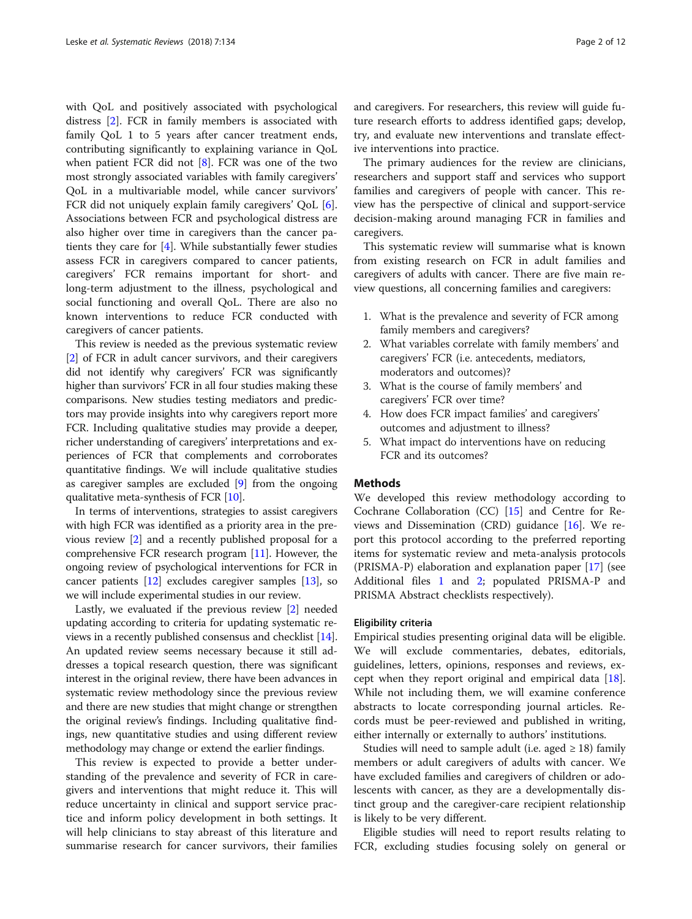with QoL and positively associated with psychological distress [2]. FCR in family members is associated with family QoL 1 to 5 years after cancer treatment ends, contributing significantly to explaining variance in QoL when patient FCR did not [8]. FCR was one of the two most strongly associated variables with family caregivers' QoL in a multivariable model, while cancer survivors' FCR did not uniquely explain family caregivers' QoL [6]. Associations between FCR and psychological distress are also higher over time in caregivers than the cancer patients they care for [4]. While substantially fewer studies assess FCR in caregivers compared to cancer patients, caregivers' FCR remains important for short- and long-term adjustment to the illness, psychological and social functioning and overall QoL. There are also no known interventions to reduce FCR conducted with caregivers of cancer patients.

This review is needed as the previous systematic review [2] of FCR in adult cancer survivors, and their caregivers did not identify why caregivers' FCR was significantly higher than survivors' FCR in all four studies making these comparisons. New studies testing mediators and predictors may provide insights into why caregivers report more FCR. Including qualitative studies may provide a deeper, richer understanding of caregivers' interpretations and experiences of FCR that complements and corroborates quantitative findings. We will include qualitative studies as caregiver samples are excluded [9] from the ongoing qualitative meta-synthesis of FCR [10].

In terms of interventions, strategies to assist caregivers with high FCR was identified as a priority area in the previous review [2] and a recently published proposal for a comprehensive FCR research program [11]. However, the ongoing review of psychological interventions for FCR in cancer patients [12] excludes caregiver samples [13], so we will include experimental studies in our review.

Lastly, we evaluated if the previous review [2] needed updating according to criteria for updating systematic reviews in a recently published consensus and checklist [14]. An updated review seems necessary because it still addresses a topical research question, there was significant interest in the original review, there have been advances in systematic review methodology since the previous review and there are new studies that might change or strengthen the original review's findings. Including qualitative findings, new quantitative studies and using different review methodology may change or extend the earlier findings.

This review is expected to provide a better understanding of the prevalence and severity of FCR in caregivers and interventions that might reduce it. This will reduce uncertainty in clinical and support service practice and inform policy development in both settings. It will help clinicians to stay abreast of this literature and summarise research for cancer survivors, their families and caregivers. For researchers, this review will guide future research efforts to address identified gaps; develop, try, and evaluate new interventions and translate effective interventions into practice.

The primary audiences for the review are clinicians, researchers and support staff and services who support families and caregivers of people with cancer. This review has the perspective of clinical and support-service decision-making around managing FCR in families and caregivers.

This systematic review will summarise what is known from existing research on FCR in adult families and caregivers of adults with cancer. There are five main review questions, all concerning families and caregivers:

1. What is the prevalence and severity of FCR among family members and caregivers?
2. What variables correlate with family members' and caregivers' FCR (i.e. antecedents, mediators, moderators and outcomes)?
3. What is the course of family members' and caregivers' FCR over time?
4. How does FCR impact families' and caregivers' outcomes and adjustment to illness?
5. What impact do interventions have on reducing FCR and its outcomes?

## Methods

We developed this review methodology according to Cochrane Collaboration (CC) [15] and Centre for Reviews and Dissemination (CRD) guidance [16]. We report this protocol according to the preferred reporting items for systematic review and meta-analysis protocols (PRISMA-P) elaboration and explanation paper [17] (see Additional files 1 and 2; populated PRISMA-P and PRISMA Abstract checklists respectively).

### Eligibility criteria

Empirical studies presenting original data will be eligible. We will exclude commentaries, debates, editorials, guidelines, letters, opinions, responses and reviews, except when they report original and empirical data [18]. While not including them, we will examine conference abstracts to locate corresponding journal articles. Records must be peer-reviewed and published in writing, either internally or externally to authors' institutions.

Studies will need to sample adult (i.e. aged ≥ 18) family members or adult caregivers of adults with cancer. We have excluded families and caregivers of children or adolescents with cancer, as they are a developmentally distinct group and the caregiver-care recipient relationship is likely to be very different.

Eligible studies will need to report results relating to FCR, excluding studies focusing solely on general or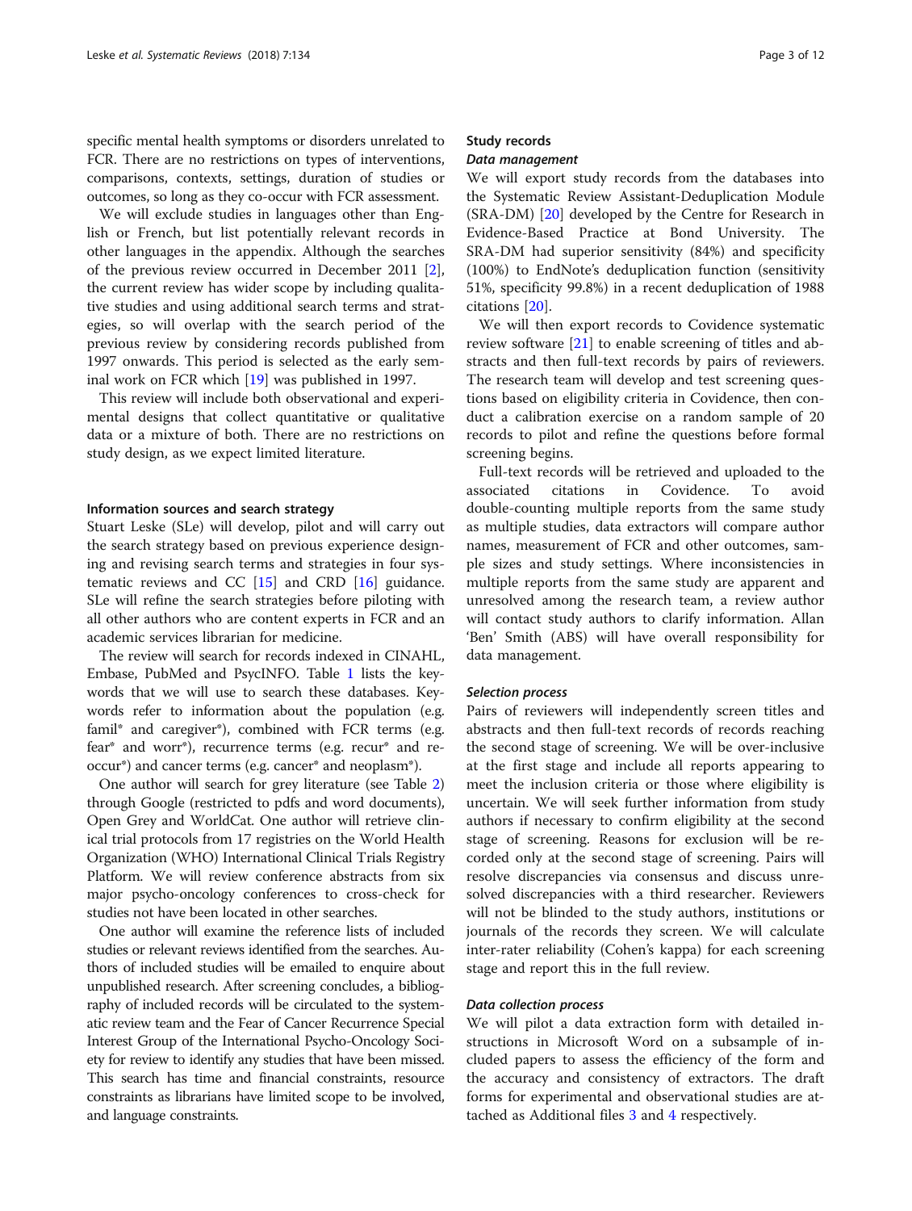specific mental health symptoms or disorders unrelated to FCR. There are no restrictions on types of interventions, comparisons, contexts, settings, duration of studies or outcomes, so long as they co-occur with FCR assessment.

We will exclude studies in languages other than English or French, but list potentially relevant records in other languages in the appendix. Although the searches of the previous review occurred in December 2011 [2], the current review has wider scope by including qualitative studies and using additional search terms and strategies, so will overlap with the search period of the previous review by considering records published from 1997 onwards. This period is selected as the early seminal work on FCR which [19] was published in 1997.

This review will include both observational and experimental designs that collect quantitative or qualitative data or a mixture of both. There are no restrictions on study design, as we expect limited literature.

### Information sources and search strategy

Stuart Leske (SLe) will develop, pilot and will carry out the search strategy based on previous experience designing and revising search terms and strategies in four systematic reviews and CC [15] and CRD [16] guidance. SLe will refine the search strategies before piloting with all other authors who are content experts in FCR and an academic services librarian for medicine.

The review will search for records indexed in CINAHL, Embase, PubMed and PsycINFO. Table 1 lists the keywords that we will use to search these databases. Keywords refer to information about the population (e.g. famil* and caregiver*), combined with FCR terms (e.g. fear* and worr*), recurrence terms (e.g. recur* and reoccur*) and cancer terms (e.g. cancer* and neoplasm*).

One author will search for grey literature (see Table 2) through Google (restricted to pdfs and word documents), Open Grey and WorldCat. One author will retrieve clinical trial protocols from 17 registries on the World Health Organization (WHO) International Clinical Trials Registry Platform. We will review conference abstracts from six major psycho-oncology conferences to cross-check for studies not have been located in other searches.

One author will examine the reference lists of included studies or relevant reviews identified from the searches. Authors of included studies will be emailed to enquire about unpublished research. After screening concludes, a bibliography of included records will be circulated to the systematic review team and the Fear of Cancer Recurrence Special Interest Group of the International Psycho-Oncology Society for review to identify any studies that have been missed. This search has time and financial constraints, resource constraints as librarians have limited scope to be involved, and language constraints.

### Study records

#### *Data management*

We will export study records from the databases into the Systematic Review Assistant-Deduplication Module (SRA-DM) [20] developed by the Centre for Research in Evidence-Based Practice at Bond University. The SRA-DM had superior sensitivity (84%) and specificity (100%) to EndNote's deduplication function (sensitivity 51%, specificity 99.8%) in a recent deduplication of 1988 citations [20].

We will then export records to Covidence systematic review software [21] to enable screening of titles and abstracts and then full-text records by pairs of reviewers. The research team will develop and test screening questions based on eligibility criteria in Covidence, then conduct a calibration exercise on a random sample of 20 records to pilot and refine the questions before formal screening begins.

Full-text records will be retrieved and uploaded to the associated citations in Covidence. To avoid double-counting multiple reports from the same study as multiple studies, data extractors will compare author names, measurement of FCR and other outcomes, sample sizes and study settings. Where inconsistencies in multiple reports from the same study are apparent and unresolved among the research team, a review author will contact study authors to clarify information. Allan 'Ben' Smith (ABS) will have overall responsibility for data management.

#### *Selection process*

Pairs of reviewers will independently screen titles and abstracts and then full-text records of records reaching the second stage of screening. We will be over-inclusive at the first stage and include all reports appearing to meet the inclusion criteria or those where eligibility is uncertain. We will seek further information from study authors if necessary to confirm eligibility at the second stage of screening. Reasons for exclusion will be recorded only at the second stage of screening. Pairs will resolve discrepancies via consensus and discuss unresolved discrepancies with a third researcher. Reviewers will not be blinded to the study authors, institutions or journals of the records they screen. We will calculate inter-rater reliability (Cohen's kappa) for each screening stage and report this in the full review.

#### *Data collection process*

We will pilot a data extraction form with detailed instructions in Microsoft Word on a subsample of included papers to assess the efficiency of the form and the accuracy and consistency of extractors. The draft forms for experimental and observational studies are attached as Additional files 3 and 4 respectively.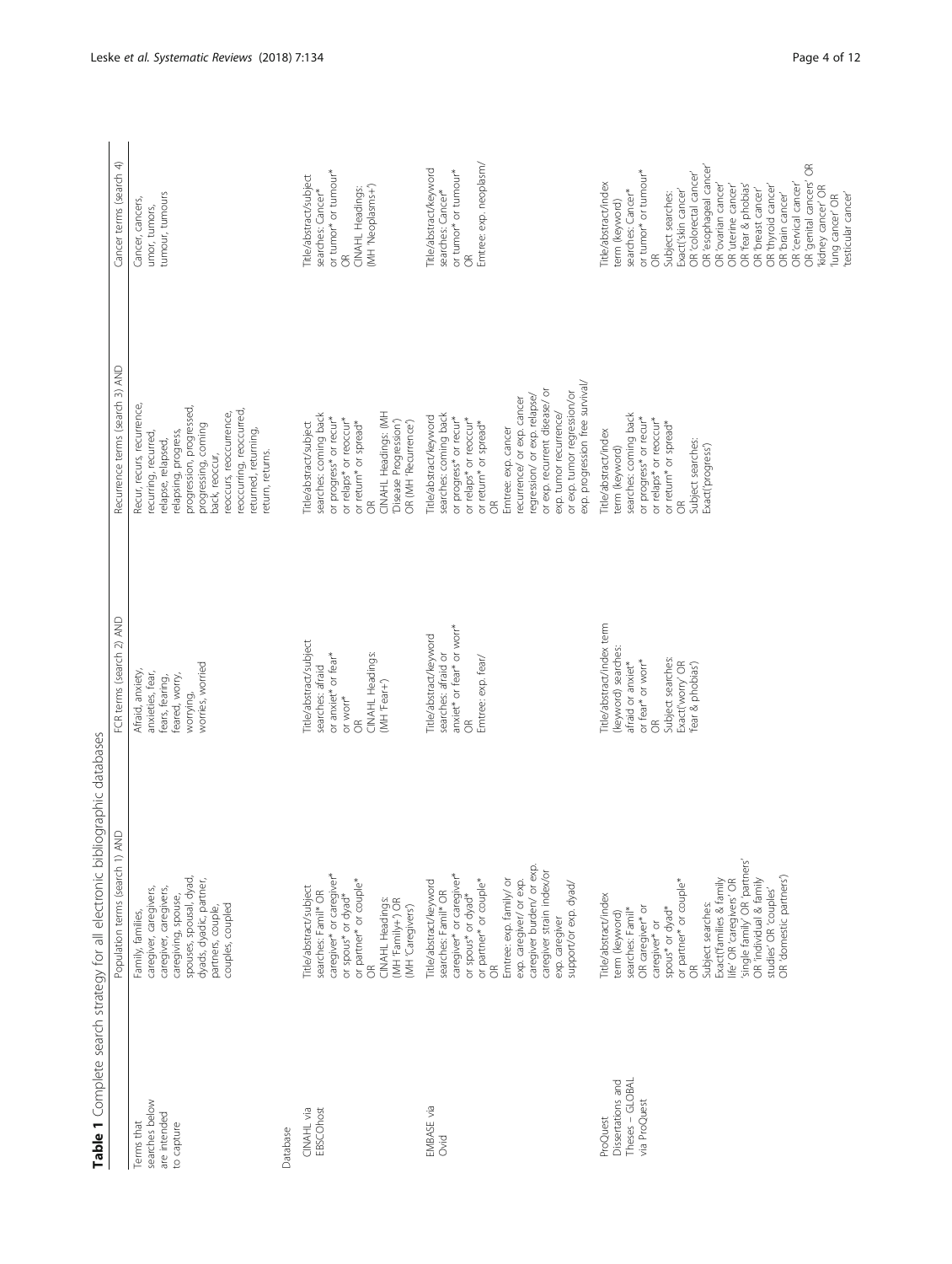**Table 1** Complete search strategy for all electronic bibliographic databases

| | Population terms (search 1) AND | FCR terms (search 2) AND | Recurrence terms (search 3) AND | Cancer terms (search 4) |
|---|---|---|---|---|
| Terms that searches below are intended to capture | Family, families, caregiver, caregivers, caregiver, caregivers, caregiving, spouse, spouses, spousal, dyad, dyads, dyadic, partner, partners, couple, couples, coupled | Afraid, anxiety, fear, anxieties, fear, fears, fearing, feared, worry, worrying, worries, worried | Recur, recurs, recurrence, recurring, recurred, relapse, relapsed, relapsing, progress, progression, progressed, progressing, coming back, reoccur, reoccurs, reoccurrence, reoccurring, reoccurred, returned, returning, return, returns. | Cancer, cancers, umor, tumors, tumour, tumours |
| Database | | | | |
| CINAHL via EBSCOhost | Title/abstract/subject searches: Famil* OR caregiver* or caregiver* or spous* or dyad* or partner* or couple* OR CINAHL Headings: (MH 'Family+') OR (MH 'Caregivers') | Title/abstract/subject searches: afraid or anxiet* or fear* or worr* OR CINAHL Headings: (MH 'Fear+') | Title/abstract/subject searches: coming back or progress* or recur* or relaps* or reoccur* or return* or spread* OR CINAHL Headings: (MH 'Disease Progression') OR (MH 'Recurrence') | Title/abstract/subject searches: Cancer* or tumor* or tumour* OR CINAHL Headings: (MH 'Neoplasms+') |
| EMBASE via Ovid | Title/abstract/keyword searches: Famil* OR caregiver* or caregiver* or spous* or dyad* or partner* or couple* OR Emtree: exp. family/ or exp. caregiver/ or exp. caregiver burden/ or exp. caregiver strain index/or exp. caregiver support/or exp. dyad/ | Title/abstract/keyword searches: afraid or anxiet* or fear* or worr* OR Emtree: exp. fear/ | Title/abstract/keyword searches: coming back or progress* or recur* or relaps* or reoccur* or return* or spread* OR Emtree: exp. cancer recurrence/ or exp. cancer regression/ or exp. relapse/ or exp. recurrent disease/ or exp. tumor recurrence/ or exp. tumor regression/or exp. progression free survival/ | Title/abstract/keyword searches: Cancer* or tumor* or tumour* OR Emtree: exp. neoplasm/ |
| ProQuest Dissertations and Theses – GLOBAL via ProQuest | Title/abstract/index term (keyword) searches: Famil* OR caregiver* or caregiver* or spous* or dyad* or partner* or couple* OR Subject searches: Exact('families & family life' OR 'caregivers' OR 'single family' OR 'partners' OR 'individual & family studies' OR 'couples' OR 'domestic partners') | Title/abstract/index term (keyword) searches: afraid or anxiet* or fear* or worr* OR Subject searches: Exact('worry' OR 'fear & phobias') | Title/abstract/index term (keyword) searches: coming back or progress* or recur* or relaps* or reoccur* or return* or spread* OR Subject searches: Exact('progress') | Title/abstract/index term (keyword) searches: Cancer* or tumor* or tumour* OR Subject searches: Exact('skin cancer' OR 'colorectal cancer' OR 'esophageal cancer' OR 'ovarian cancer' OR 'uterine cancer' OR 'fear & phobias' OR 'breast cancer' OR 'thyroid cancer' OR 'brain cancer' OR 'cervical cancer' OR 'genital cancers' OR 'kidney cancer' OR 'lung cancer' OR 'testicular cancer' |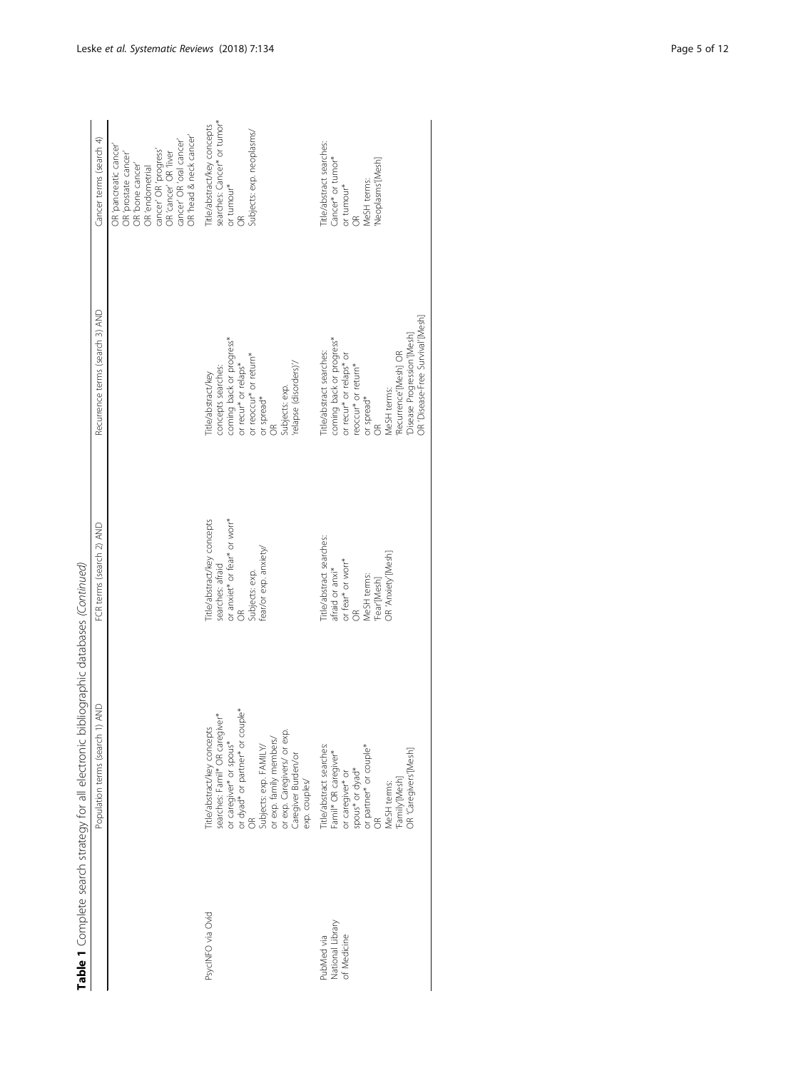**Table 1** Complete search strategy for all electronic bibliographic databases *(Continued)*

| | Population terms (search 1) AND | FCR terms (search 2) AND | Recurrence terms (search 3) AND | Cancer terms (search 4) |
|---|---|---|---|---|
| | | | | OR 'pancreatic cancer' OR 'prostate cancer' OR 'bone cancer' OR 'endometrial cancer' OR 'progress' OR 'cancer' OR 'liver cancer' OR 'oral cancer' OR 'head & neck cancer' |
| PsycINFO via Ovid | Title/abstract/key concepts searches: Famil* OR caregiver* or caregiver* or spous* or dyad* or partner* or couple* OR Subjects: exp. FAMILY/ or exp. family members/ or exp. Caregivers/ or exp. Caregiver Burden/or exp. couples/ | Title/abstract/key concepts searches: afraid or anxiet* or fear* or worr* OR Subjects: exp. fear/or exp. anxiety/ | Title/abstract/key concepts searches: coming back or progress* or recur* or relaps* or reoccur* or return* or spread* OR Subjects: exp. 'relapse (disorders)'/ | Title/abstract/key concepts searches: Cancer* or tumor* or tumour* OR Subjects: exp. neoplasms/ |
| PubMed via National Library of Medicine | Title/abstract searches: Famil* OR caregiver* or caregiver* or spous* or dyad* or partner* or couple* OR MeSH terms: 'Family'[Mesh] OR 'Caregivers'[Mesh] | Title/abstract searches: afraid or anxi* or fear* or worr* OR MeSH terms: 'Fear'[Mesh] OR 'Anxiety'[Mesh] | Title/abstract searches: coming back or progress* or recur* or relaps* or reoccur* or return* or spread* OR MeSH terms: 'Recurrence'[Mesh] OR 'Disease Progression'[Mesh] OR 'Disease-Free Survival'[Mesh] | Title/abstract searches: Cancer* or tumor* or tumour* OR MeSH terms: 'Neoplasms'[Mesh] |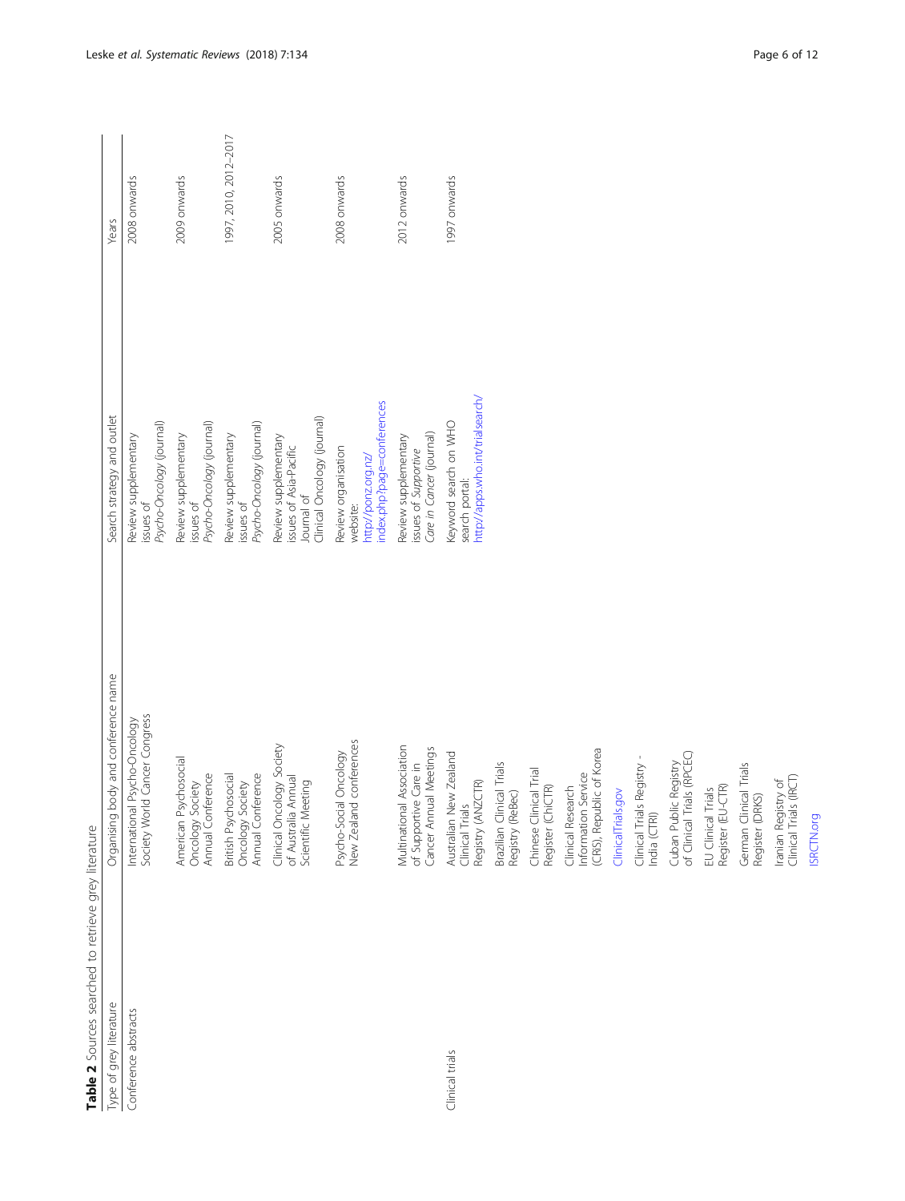**Table 2** Sources searched to retrieve grey literature

| Type of grey literature | Organising body and conference name | Search strategy and outlet | Years |
| --- | --- | --- | --- |
| Conference abstracts | International Psycho-Oncology Society World Cancer Congress | Review supplementary issues of *Psycho-Oncology* (journal) | 2008 onwards |
| | American Psychosocial Oncology Society Annual Conference | Review supplementary issues of *Psycho-Oncology* (journal) | 2009 onwards |
| | British Psychosocial Oncology Society Annual Conference | Review supplementary issues of *Psycho-Oncology* (journal) | 1997, 2010, 2012–2017 |
| | Clinical Oncology Society of Australia Annual Scientific Meeting | Review supplementary issues of Asia-Pacific Journal of Clinical Oncology (journal) | 2005 onwards |
| | Psycho-Social Oncology New Zealand conferences | Review organisation website: http://ponz.org.nz/index.php?page=conferences | 2008 onwards |
| | Multinational Association of Supportive Care in Cancer Annual Meetings | Review supplementary issues of *Supportive Care in Cancer* (journal) | 2012 onwards |
| Clinical trials | Australian New Zealand Clinical Trials Registry (ANZCTR) | Keyword search on WHO search portal: http://apps.who.int/trialsearch/ | 1997 onwards |
| | Brazilian Clinical Trials Registry (ReBec) | | |
| | Chinese Clinical Trial Register (ChiCTR) | | |
| | Clinical Research Information Service (CRiS), Republic of Korea | | |
| | ClinicalTrials.gov | | |
| | Clinical Trials Registry - India (CTRI) | | |
| | Cuban Public Registry of Clinical Trials (RPCEC) | | |
| | EU Clinical Trials Register (EU-CTR) | | |
| | German Clinical Trials Register (DRKS) | | |
| | Iranian Registry of Clinical Trials (IRCT) | | |
| | ISRCTN.org | | |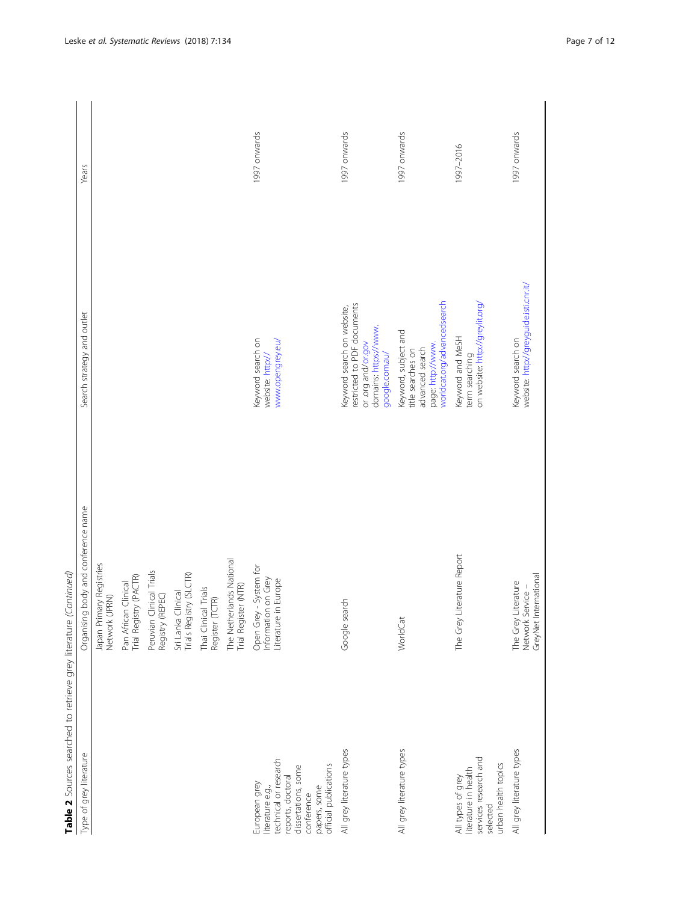**Table 2** Sources searched to retrieve grey literature *(Continued)*

| Type of grey literature | Organising body and conference name | Search strategy and outlet | Years |
|---|---|---|---|
| | Japan Primary Registries Network (JPRN) | | |
| | Pan African Clinical Trial Registry (PACTR) | | |
| | Peruvian Clinical Trials Registry (REPEC) | | |
| | Sri Lanka Clinical Trials Registry (SLCTR) | | |
| | Thai Clinical Trials Register (TCTR) | | |
| | The Netherlands National Trial Register (NTR) | | |
| European grey literature e.g., technical or research reports, doctoral dissertations, some conference papers, some official publications | Open Grey - System for Information on Grey Literature in Europe | Keyword search on website: http://www.opengrey.eu/ | 1997 onwards |
| All grey literature types | Google search | Keyword search on website, restricted to PDF documents or .org and/or.gov domains: https://www.google.com.au/ | 1997 onwards |
| All grey literature types | WorldCat | Keyword, subject and title searches on advanced search page: http://www.worldcat.org/advancedsearch | 1997 onwards |
| All types of grey literature in health services research and selected urban health topics | The Grey Literature Report | Keyword and MeSH term searching on website: http://greylit.org/ | 1997–2016 |
| All grey literature types | The Grey Literature Network Service – GreyNet International | Keyword search on website: http://greyguide.isti.cnr.it/ | 1997 onwards |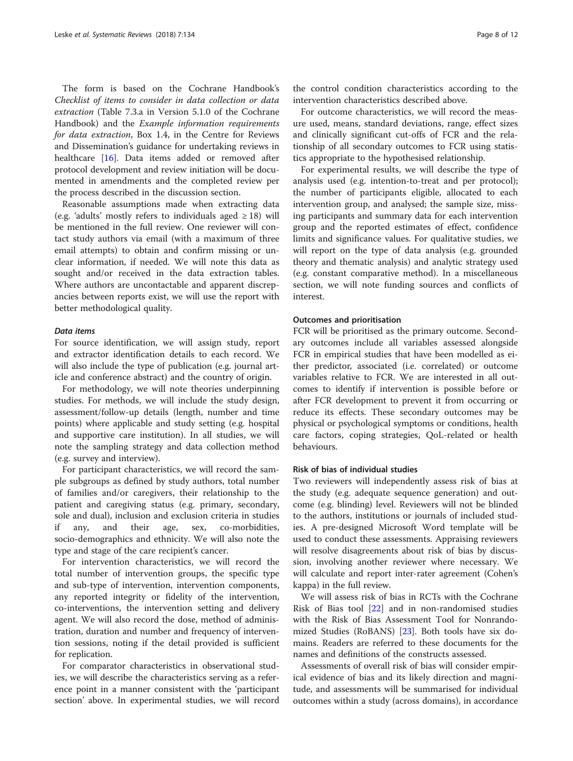The form is based on the Cochrane Handbook's *Checklist of items to consider in data collection or data extraction* (Table 7.3.a in Version 5.1.0 of the Cochrane Handbook) and the *Example information requirements for data extraction*, Box 1.4, in the Centre for Reviews and Dissemination's guidance for undertaking reviews in healthcare [16]. Data items added or removed after protocol development and review initiation will be documented in amendments and the completed review per the process described in the discussion section.

Reasonable assumptions made when extracting data (e.g. 'adults' mostly refers to individuals aged $\geq 18$) will be mentioned in the full review. One reviewer will contact study authors via email (with a maximum of three email attempts) to obtain and confirm missing or unclear information, if needed. We will note this data as sought and/or received in the data extraction tables. Where authors are uncontactable and apparent discrepancies between reports exist, we will use the report with better methodological quality.

#### *Data items*

For source identification, we will assign study, report and extractor identification details to each record. We will also include the type of publication (e.g. journal article and conference abstract) and the country of origin.

For methodology, we will note theories underpinning studies. For methods, we will include the study design, assessment/follow-up details (length, number and time points) where applicable and study setting (e.g. hospital and supportive care institution). In all studies, we will note the sampling strategy and data collection method (e.g. survey and interview).

For participant characteristics, we will record the sample subgroups as defined by study authors, total number of families and/or caregivers, their relationship to the patient and caregiving status (e.g. primary, secondary, sole and dual), inclusion and exclusion criteria in studies if any, and their age, sex, co-morbidities, socio-demographics and ethnicity. We will also note the type and stage of the care recipient's cancer.

For intervention characteristics, we will record the total number of intervention groups, the specific type and sub-type of intervention, intervention components, any reported integrity or fidelity of the intervention, co-interventions, the intervention setting and delivery agent. We will also record the dose, method of administration, duration and number and frequency of intervention sessions, noting if the detail provided is sufficient for replication.

For comparator characteristics in observational studies, we will describe the characteristics serving as a reference point in a manner consistent with the 'participant section' above. In experimental studies, we will record the control condition characteristics according to the intervention characteristics described above.

For outcome characteristics, we will record the measure used, means, standard deviations, range, effect sizes and clinically significant cut-offs of FCR and the relationship of all secondary outcomes to FCR using statistics appropriate to the hypothesised relationship.

For experimental results, we will describe the type of analysis used (e.g. intention-to-treat and per protocol); the number of participants eligible, allocated to each intervention group, and analysed; the sample size, missing participants and summary data for each intervention group and the reported estimates of effect, confidence limits and significance values. For qualitative studies, we will report on the type of data analysis (e.g. grounded theory and thematic analysis) and analytic strategy used (e.g. constant comparative method). In a miscellaneous section, we will note funding sources and conflicts of interest.

### Outcomes and prioritisation

FCR will be prioritised as the primary outcome. Secondary outcomes include all variables assessed alongside FCR in empirical studies that have been modelled as either predictor, associated (i.e. correlated) or outcome variables relative to FCR. We are interested in all outcomes to identify if intervention is possible before or after FCR development to prevent it from occurring or reduce its effects. These secondary outcomes may be physical or psychological symptoms or conditions, health care factors, coping strategies, QoL-related or health behaviours.

### Risk of bias of individual studies

Two reviewers will independently assess risk of bias at the study (e.g. adequate sequence generation) and outcome (e.g. blinding) level. Reviewers will not be blinded to the authors, institutions or journals of included studies. A pre-designed Microsoft Word template will be used to conduct these assessments. Appraising reviewers will resolve disagreements about risk of bias by discussion, involving another reviewer where necessary. We will calculate and report inter-rater agreement (Cohen's kappa) in the full review.

We will assess risk of bias in RCTs with the Cochrane Risk of Bias tool [22] and in non-randomised studies with the Risk of Bias Assessment Tool for Nonrandomized Studies (RoBANS) [23]. Both tools have six domains. Readers are referred to these documents for the names and definitions of the constructs assessed.

Assessments of overall risk of bias will consider empirical evidence of bias and its likely direction and magnitude, and assessments will be summarised for individual outcomes within a study (across domains), in accordance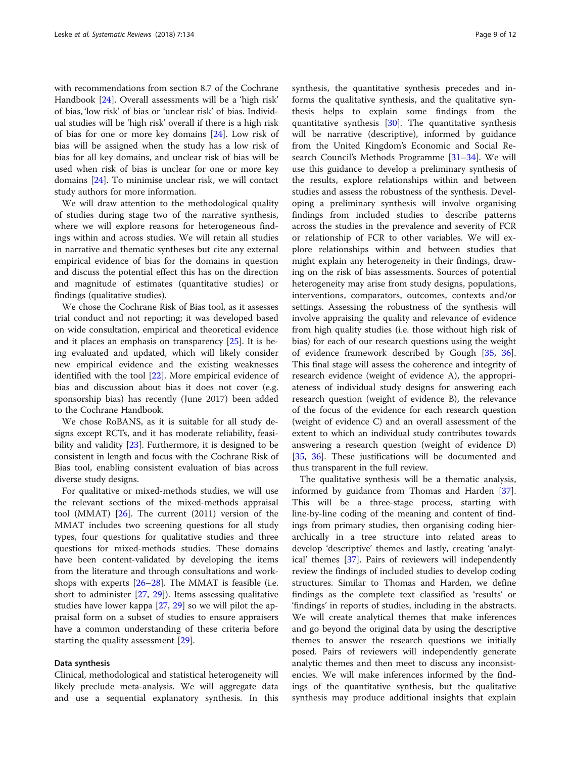with recommendations from section 8.7 of the Cochrane Handbook [24]. Overall assessments will be a 'high risk' of bias, 'low risk' of bias or 'unclear risk' of bias. Individual studies will be 'high risk' overall if there is a high risk of bias for one or more key domains [24]. Low risk of bias will be assigned when the study has a low risk of bias for all key domains, and unclear risk of bias will be used when risk of bias is unclear for one or more key domains [24]. To minimise unclear risk, we will contact study authors for more information.

We will draw attention to the methodological quality of studies during stage two of the narrative synthesis, where we will explore reasons for heterogeneous findings within and across studies. We will retain all studies in narrative and thematic syntheses but cite any external empirical evidence of bias for the domains in question and discuss the potential effect this has on the direction and magnitude of estimates (quantitative studies) or findings (qualitative studies).

We chose the Cochrane Risk of Bias tool, as it assesses trial conduct and not reporting; it was developed based on wide consultation, empirical and theoretical evidence and it places an emphasis on transparency [25]. It is being evaluated and updated, which will likely consider new empirical evidence and the existing weaknesses identified with the tool [22]. More empirical evidence of bias and discussion about bias it does not cover (e.g. sponsorship bias) has recently (June 2017) been added to the Cochrane Handbook.

We chose RoBANS, as it is suitable for all study designs except RCTs, and it has moderate reliability, feasibility and validity [23]. Furthermore, it is designed to be consistent in length and focus with the Cochrane Risk of Bias tool, enabling consistent evaluation of bias across diverse study designs.

For qualitative or mixed-methods studies, we will use the relevant sections of the mixed-methods appraisal tool (MMAT) [26]. The current (2011) version of the MMAT includes two screening questions for all study types, four questions for qualitative studies and three questions for mixed-methods studies. These domains have been content-validated by developing the items from the literature and through consultations and workshops with experts [26–28]. The MMAT is feasible (i.e. short to administer [27, 29]). Items assessing qualitative studies have lower kappa [27, 29] so we will pilot the appraisal form on a subset of studies to ensure appraisers have a common understanding of these criteria before starting the quality assessment [29].

### Data synthesis

Clinical, methodological and statistical heterogeneity will likely preclude meta-analysis. We will aggregate data and use a sequential explanatory synthesis. In this synthesis, the quantitative synthesis precedes and informs the qualitative synthesis, and the qualitative synthesis helps to explain some findings from the quantitative synthesis [30]. The quantitative synthesis will be narrative (descriptive), informed by guidance from the United Kingdom's Economic and Social Research Council's Methods Programme [31–34]. We will use this guidance to develop a preliminary synthesis of the results, explore relationships within and between studies and assess the robustness of the synthesis. Developing a preliminary synthesis will involve organising findings from included studies to describe patterns across the studies in the prevalence and severity of FCR or relationship of FCR to other variables. We will explore relationships within and between studies that might explain any heterogeneity in their findings, drawing on the risk of bias assessments. Sources of potential heterogeneity may arise from study designs, populations, interventions, comparators, outcomes, contexts and/or settings. Assessing the robustness of the synthesis will involve appraising the quality and relevance of evidence from high quality studies (i.e. those without high risk of bias) for each of our research questions using the weight of evidence framework described by Gough [35, 36]. This final stage will assess the coherence and integrity of research evidence (weight of evidence A), the appropriateness of individual study designs for answering each research question (weight of evidence B), the relevance of the focus of the evidence for each research question (weight of evidence C) and an overall assessment of the extent to which an individual study contributes towards answering a research question (weight of evidence D) [35, 36]. These justifications will be documented and thus transparent in the full review.

The qualitative synthesis will be a thematic analysis, informed by guidance from Thomas and Harden [37]. This will be a three-stage process, starting with line-by-line coding of the meaning and content of findings from primary studies, then organising coding hierarchically in a tree structure into related areas to develop 'descriptive' themes and lastly, creating 'analytical' themes [37]. Pairs of reviewers will independently review the findings of included studies to develop coding structures. Similar to Thomas and Harden, we define findings as the complete text classified as 'results' or 'findings' in reports of studies, including in the abstracts. We will create analytical themes that make inferences and go beyond the original data by using the descriptive themes to answer the research questions we initially posed. Pairs of reviewers will independently generate analytic themes and then meet to discuss any inconsistencies. We will make inferences informed by the findings of the quantitative synthesis, but the qualitative synthesis may produce additional insights that explain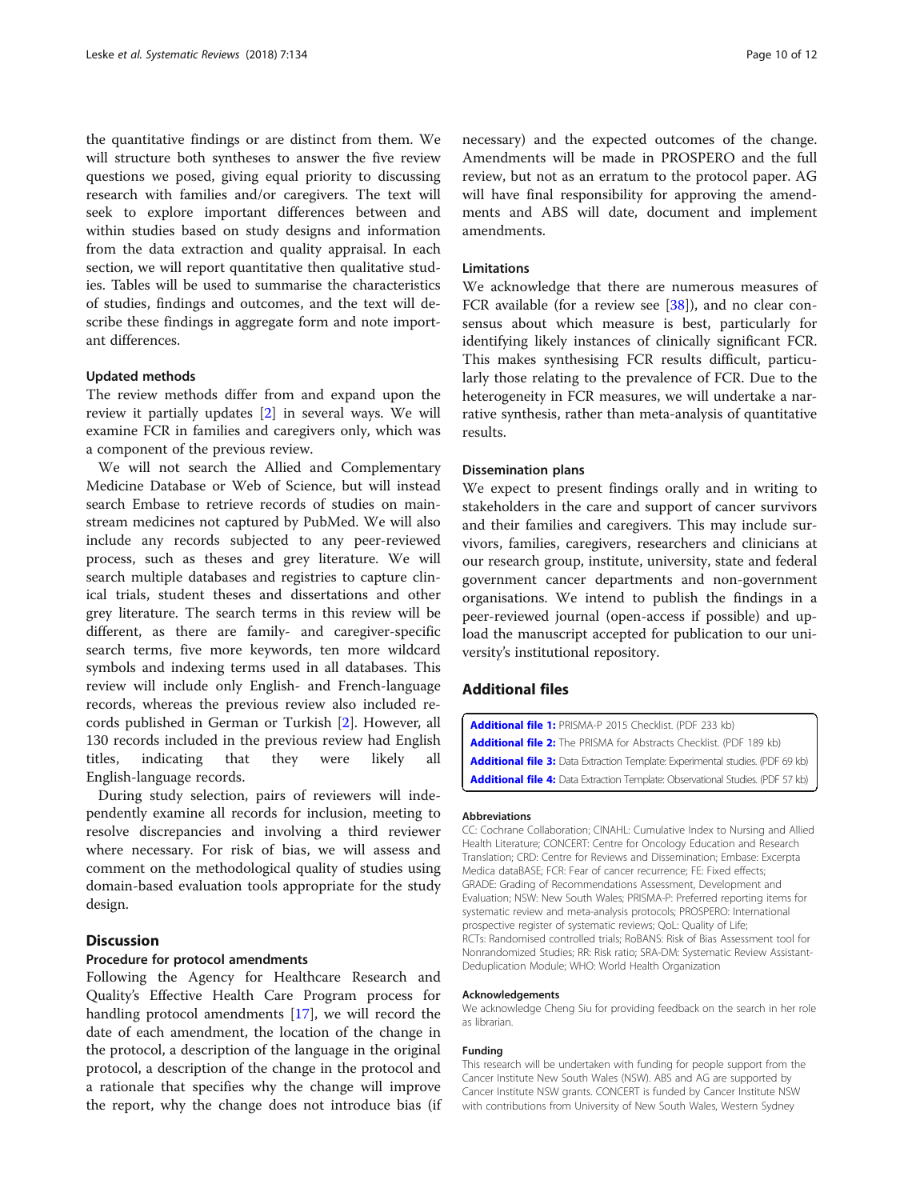the quantitative findings or are distinct from them. We will structure both syntheses to answer the five review questions we posed, giving equal priority to discussing research with families and/or caregivers. The text will seek to explore important differences between and within studies based on study designs and information from the data extraction and quality appraisal. In each section, we will report quantitative then qualitative studies. Tables will be used to summarise the characteristics of studies, findings and outcomes, and the text will describe these findings in aggregate form and note important differences.

### Updated methods

The review methods differ from and expand upon the review it partially updates [2] in several ways. We will examine FCR in families and caregivers only, which was a component of the previous review.

We will not search the Allied and Complementary Medicine Database or Web of Science, but will instead search Embase to retrieve records of studies on mainstream medicines not captured by PubMed. We will also include any records subjected to any peer-reviewed process, such as theses and grey literature. We will search multiple databases and registries to capture clinical trials, student theses and dissertations and other grey literature. The search terms in this review will be different, as there are family- and caregiver-specific search terms, five more keywords, ten more wildcard symbols and indexing terms used in all databases. This review will include only English- and French-language records, whereas the previous review also included records published in German or Turkish [2]. However, all 130 records included in the previous review had English titles, indicating that they were likely all English-language records.

During study selection, pairs of reviewers will independently examine all records for inclusion, meeting to resolve discrepancies and involving a third reviewer where necessary. For risk of bias, we will assess and comment on the methodological quality of studies using domain-based evaluation tools appropriate for the study design.

## Discussion

### Procedure for protocol amendments

Following the Agency for Healthcare Research and Quality's Effective Health Care Program process for handling protocol amendments [17], we will record the date of each amendment, the location of the change in the protocol, a description of the language in the original protocol, a description of the change in the protocol and a rationale that specifies why the change will improve the report, why the change does not introduce bias (if necessary) and the expected outcomes of the change. Amendments will be made in PROSPERO and the full review, but not as an erratum to the protocol paper. AG will have final responsibility for approving the amendments and ABS will date, document and implement amendments.

### Limitations

We acknowledge that there are numerous measures of FCR available (for a review see [38]), and no clear consensus about which measure is best, particularly for identifying likely instances of clinically significant FCR. This makes synthesising FCR results difficult, particularly those relating to the prevalence of FCR. Due to the heterogeneity in FCR measures, we will undertake a narrative synthesis, rather than meta-analysis of quantitative results.

### Dissemination plans

We expect to present findings orally and in writing to stakeholders in the care and support of cancer survivors and their families and caregivers. This may include survivors, families, caregivers, researchers and clinicians at our research group, institute, university, state and federal government cancer departments and non-government organisations. We intend to publish the findings in a peer-reviewed journal (open-access if possible) and upload the manuscript accepted for publication to our university's institutional repository.

## Additional files

**Additional file 1:** PRISMA-P 2015 Checklist. (PDF 233 kb)
**Additional file 2:** The PRISMA for Abstracts Checklist. (PDF 189 kb)
**Additional file 3:** Data Extraction Template: Experimental studies. (PDF 69 kb)
**Additional file 4:** Data Extraction Template: Observational Studies. (PDF 57 kb)

#### Abbreviations

CC: Cochrane Collaboration; CINAHL: Cumulative Index to Nursing and Allied Health Literature; CONCERT: Centre for Oncology Education and Research Translation; CRD: Centre for Reviews and Dissemination; Embase: Excerpta Medica dataBASE; FCR: Fear of cancer recurrence; FE: Fixed effects; GRADE: Grading of Recommendations Assessment, Development and Evaluation; NSW: New South Wales; PRISMA-P: Preferred reporting items for systematic review and meta-analysis protocols; PROSPERO: International prospective register of systematic reviews; QoL: Quality of Life; RCTs: Randomised controlled trials; RoBANS: Risk of Bias Assessment tool for Nonrandomized Studies; RR: Risk ratio; SRA-DM: Systematic Review Assistant-Deduplication Module; WHO: World Health Organization

#### Acknowledgements

We acknowledge Cheng Siu for providing feedback on the search in her role as librarian.

#### Funding

This research will be undertaken with funding for people support from the Cancer Institute New South Wales (NSW). ABS and AG are supported by Cancer Institute NSW grants. CONCERT is funded by Cancer Institute NSW with contributions from University of New South Wales, Western Sydney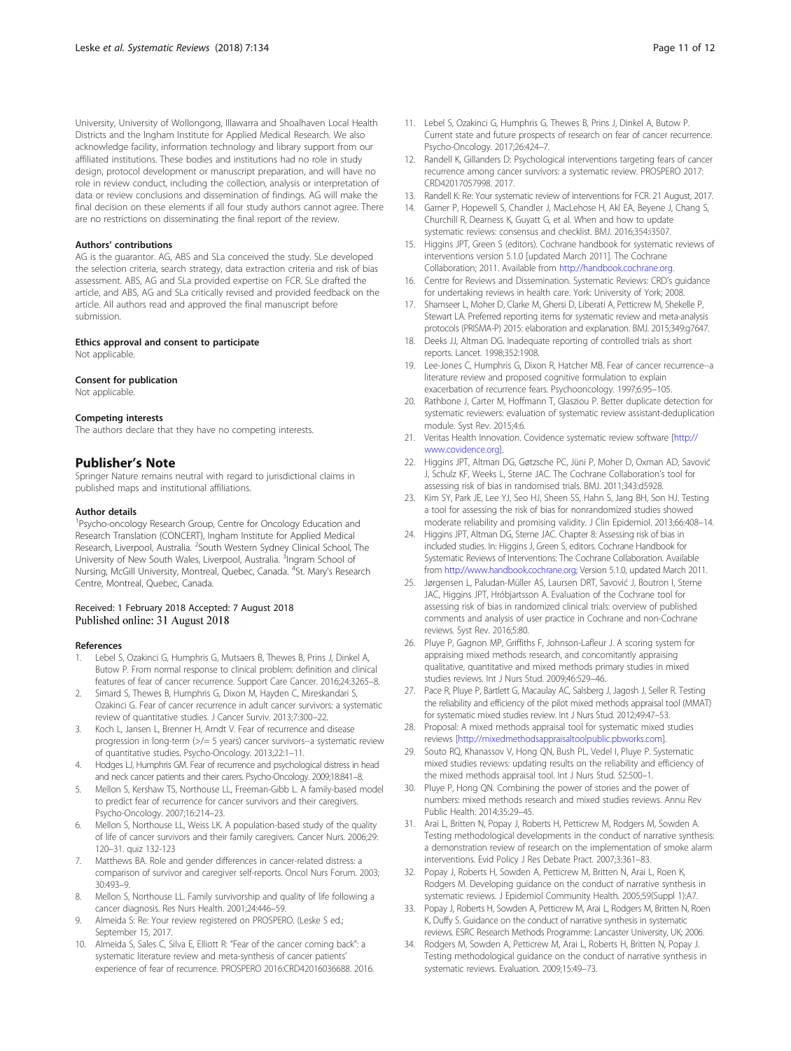University, University of Wollongong, Illawarra and Shoalhaven Local Health Districts and the Ingham Institute for Applied Medical Research. We also acknowledge facility, information technology and library support from our affiliated institutions. These bodies and institutions had no role in study design, protocol development or manuscript preparation, and will have no role in review conduct, including the collection, analysis or interpretation of data or review conclusions and dissemination of findings. AG will make the final decision on these elements if all four study authors cannot agree. There are no restrictions on disseminating the final report of the review.

#### Authors' contributions

AG is the guarantor. AG, ABS and SLa conceived the study. SLe developed the selection criteria, search strategy, data extraction criteria and risk of bias assessment. ABS, AG and SLa provided expertise on FCR. SLe drafted the article, and ABS, AG and SLa critically revised and provided feedback on the article. All authors read and approved the final manuscript before submission.

#### Ethics approval and consent to participate

Not applicable.

#### Consent for publication

Not applicable.

#### Competing interests

The authors declare that they have no competing interests.

## Publisher's Note

Springer Nature remains neutral with regard to jurisdictional claims in published maps and institutional affiliations.

#### Author details

[1]Psycho-oncology Research Group, Centre for Oncology Education and Research Translation (CONCERT), Ingham Institute for Applied Medical Research, Liverpool, Australia. [2]South Western Sydney Clinical School, The University of New South Wales, Liverpool, Australia. [3]Ingram School of Nursing, McGill University, Montreal, Quebec, Canada. [4]St. Mary's Research Centre, Montreal, Quebec, Canada.

Received: 1 February 2018 Accepted: 7 August 2018
Published online: 31 August 2018

#### References

1. Lebel S, Ozakinci G, Humphris G, Mutsaers B, Thewes B, Prins J, Dinkel A, Butow P. From normal response to clinical problem: definition and clinical features of fear of cancer recurrence. Support Care Cancer. 2016;24:3265–8.
2. Simard S, Thewes B, Humphris G, Dixon M, Hayden C, Mireskandari S, Ozakinci G. Fear of cancer recurrence in adult cancer survivors: a systematic review of quantitative studies. J Cancer Surviv. 2013;7:300–22.
3. Koch L, Jansen L, Brenner H, Arndt V. Fear of recurrence and disease progression in long-term (>/= 5 years) cancer survivors--a systematic review of quantitative studies. Psycho-Oncology. 2013;22:1–11.
4. Hodges LJ, Humphris GM. Fear of recurrence and psychological distress in head and neck cancer patients and their carers. Psycho-Oncology. 2009;18:841–8.
5. Mellon S, Kershaw TS, Northouse LL, Freeman-Gibb L. A family-based model to predict fear of recurrence for cancer survivors and their caregivers. Psycho-Oncology. 2007;16:214–23.
6. Mellon S, Northouse LL, Weiss LK. A population-based study of the quality of life of cancer survivors and their family caregivers. Cancer Nurs. 2006;29: 120–31. quiz 132-123
7. Matthews BA. Role and gender differences in cancer-related distress: a comparison of survivor and caregiver self-reports. Oncol Nurs Forum. 2003; 30:493–9.
8. Mellon S, Northouse LL. Family survivorship and quality of life following a cancer diagnosis. Res Nurs Health. 2001;24:446–59.
9. Almeida S: Re: Your review registered on PROSPERO. (Leske S ed.; September 15, 2017.
10. Almeida S, Sales C, Silva E, Elliott R: "Fear of the cancer coming back": a systematic literature review and meta-synthesis of cancer patients' experience of fear of recurrence. PROSPERO 2016:CRD42016036688. 2016.
11. Lebel S, Ozakinci G, Humphris G, Thewes B, Prins J, Dinkel A, Butow P. Current state and future prospects of research on fear of cancer recurrence. Psycho-Oncology. 2017;26:424–7.
12. Randell K, Gillanders D: Psychological interventions targeting fears of cancer recurrence among cancer survivors: a systematic review. PROSPERO 2017: CRD42017057998. 2017.
13. Randell K: Re: Your systematic review of interventions for FCR. 21 August, 2017.
14. Garner P, Hopewell S, Chandler J, MacLehose H, Akl EA, Beyene J, Chang S, Churchill R, Dearness K, Guyatt G, et al. When and how to update systematic reviews: consensus and checklist. BMJ. 2016;354:i3507.
15. Higgins JPT, Green S (editors). Cochrane handbook for systematic reviews of interventions version 5.1.0 [updated March 2011]. The Cochrane Collaboration; 2011. Available from http://handbook.cochrane.org.
16. Centre for Reviews and Dissemination. Systematic Reviews: CRD's guidance for undertaking reviews in health care. York: University of York; 2008.
17. Shamseer L, Moher D, Clarke M, Ghersi D, Liberati A, Petticrew M, Shekelle P, Stewart LA. Preferred reporting items for systematic review and meta-analysis protocols (PRISMA-P) 2015: elaboration and explanation. BMJ. 2015;349:g7647.
18. Deeks JJ, Altman DG. Inadequate reporting of controlled trials as short reports. Lancet. 1998;352:1908.
19. Lee-Jones C, Humphris G, Dixon R, Hatcher MB. Fear of cancer recurrence--a literature review and proposed cognitive formulation to explain exacerbation of recurrence fears. Psychooncology. 1997;6:95–105.
20. Rathbone J, Carter M, Hoffmann T, Glasziou P. Better duplicate detection for systematic reviewers: evaluation of systematic review assistant-deduplication module. Syst Rev. 2015;4:6.
21. Veritas Health Innovation. Covidence systematic review software [http://www.covidence.org].
22. Higgins JPT, Altman DG, Gøtzsche PC, Jüni P, Moher D, Oxman AD, Savović J, Schulz KF, Weeks L, Sterne JAC. The Cochrane Collaboration's tool for assessing risk of bias in randomised trials. BMJ. 2011;343:d5928.
23. Kim SY, Park JE, Lee YJ, Seo HJ, Sheen SS, Hahn S, Jang BH, Son HJ. Testing a tool for assessing the risk of bias for nonrandomized studies showed moderate reliability and promising validity. J Clin Epidemiol. 2013;66:408–14.
24. Higgins JPT, Altman DG, Sterne JAC. Chapter 8: Assessing risk of bias in included studies. In: Higgins J, Green S, editors. Cochrane Handbook for Systematic Reviews of Interventions: The Cochrane Collaboration. Available from http://www.handbook.cochrane.org; Version 5.1.0, updated March 2011.
25. Jørgensen L, Paludan-Müller AS, Laursen DRT, Savović J, Boutron I, Sterne JAC, Higgins JPT, Hróbjartsson A. Evaluation of the Cochrane tool for assessing risk of bias in randomized clinical trials: overview of published comments and analysis of user practice in Cochrane and non-Cochrane reviews. Syst Rev. 2016;5:80.
26. Pluye P, Gagnon MP, Griffiths F, Johnson-Lafleur J. A scoring system for appraising mixed methods research, and concomitantly appraising qualitative, quantitative and mixed methods primary studies in mixed studies reviews. Int J Nurs Stud. 2009;46:529–46.
27. Pace R, Pluye P, Bartlett G, Macaulay AC, Salsberg J, Jagosh J, Seller R. Testing the reliability and efficiency of the pilot mixed methods appraisal tool (MMAT) for systematic mixed studies review. Int J Nurs Stud. 2012;49:47–53.
28. Proposal: A mixed methods appraisal tool for systematic mixed studies reviews [http://mixedmethodsappraisaltoolpublic.pbworks.com].
29. Souto RQ, Khanassov V, Hong QN, Bush PL, Vedel I, Pluye P. Systematic mixed studies reviews: updating results on the reliability and efficiency of the mixed methods appraisal tool. Int J Nurs Stud. 52:500–1.
30. Pluye P, Hong QN. Combining the power of stories and the power of numbers: mixed methods research and mixed studies reviews. Annu Rev Public Health. 2014;35:29–45.
31. Arai L, Britten N, Popay J, Roberts H, Petticrew M, Rodgers M, Sowden A. Testing methodological developments in the conduct of narrative synthesis: a demonstration review of research on the implementation of smoke alarm interventions. Evid Policy J Res Debate Pract. 2007;3:361–83.
32. Popay J, Roberts H, Sowden A, Petticrew M, Britten N, Arai L, Roen K, Rodgers M. Developing guidance on the conduct of narrative synthesis in systematic reviews. J Epidemiol Community Health. 2005;59(Suppl 1):A7.
33. Popay J, Roberts H, Sowden A, Petticrew M, Arai L, Rodgers M, Britten N, Roen K, Duffy S. Guidance on the conduct of narrative synthesis in systematic reviews. ESRC Research Methods Programme: Lancaster University, UK; 2006.
34. Rodgers M, Sowden A, Petticrew M, Arai L, Roberts H, Britten N, Popay J. Testing methodological guidance on the conduct of narrative synthesis in systematic reviews. Evaluation. 2009;15:49–73.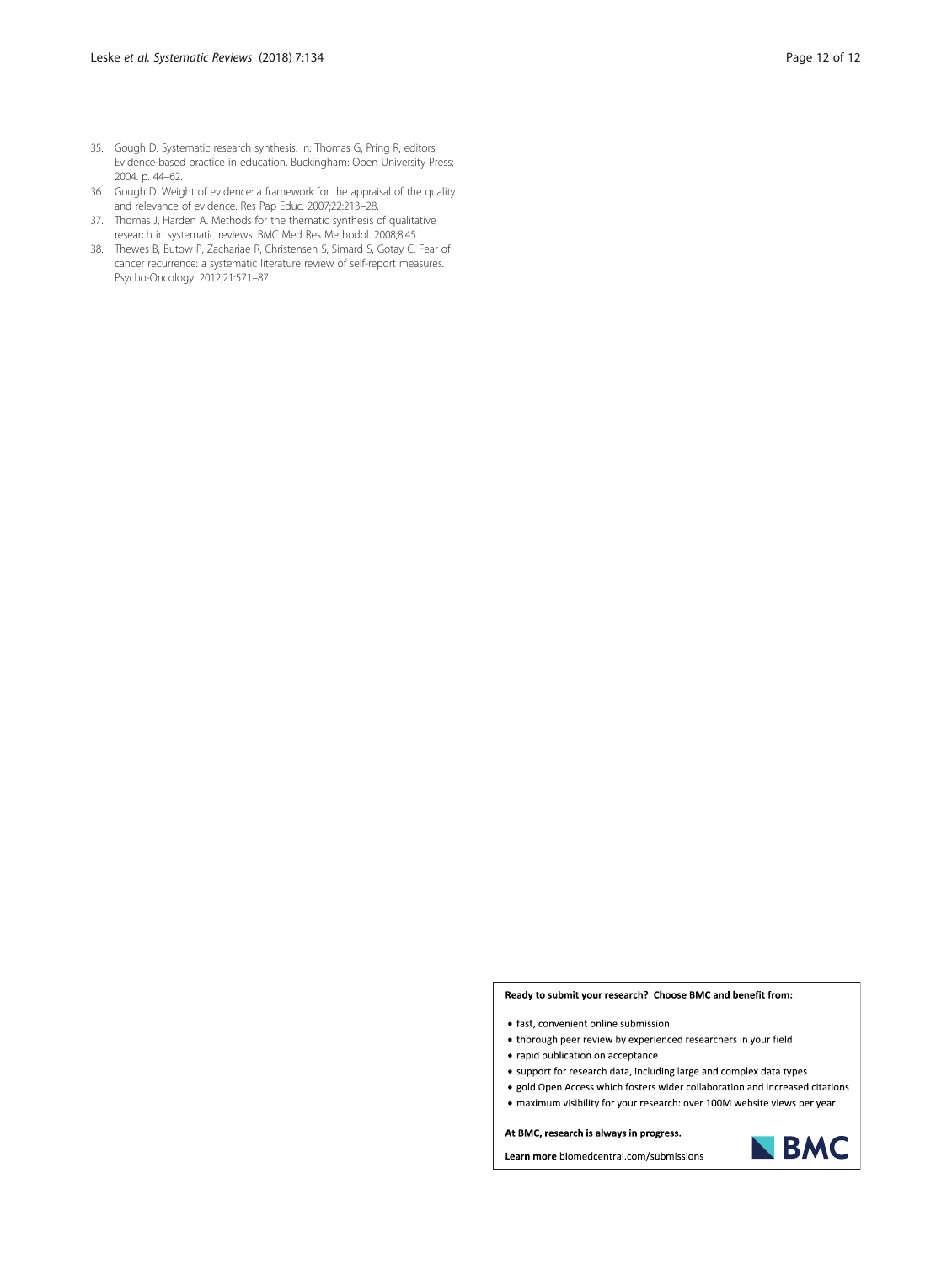35. Gough D. Systematic research synthesis. In: Thomas G, Pring R, editors. Evidence-based practice in education. Buckingham: Open University Press; 2004. p. 44–62.
36. Gough D. Weight of evidence: a framework for the appraisal of the quality and relevance of evidence. Res Pap Educ. 2007;22:213–28.
37. Thomas J, Harden A. Methods for the thematic synthesis of qualitative research in systematic reviews. BMC Med Res Methodol. 2008;8:45.
38. Thewes B, Butow P, Zachariae R, Christensen S, Simard S, Gotay C. Fear of cancer recurrence: a systematic literature review of self-report measures. Psycho-Oncology. 2012;21:571–87.

**Ready to submit your research? Choose BMC and benefit from:**

- fast, convenient online submission
- thorough peer review by experienced researchers in your field
- rapid publication on acceptance
- support for research data, including large and complex data types
- gold Open Access which fosters wider collaboration and increased citations
- maximum visibility for your research: over 100M website views per year

**At BMC, research is always in progress.**

**Learn more** biomedcentral.com/submissions

BMC